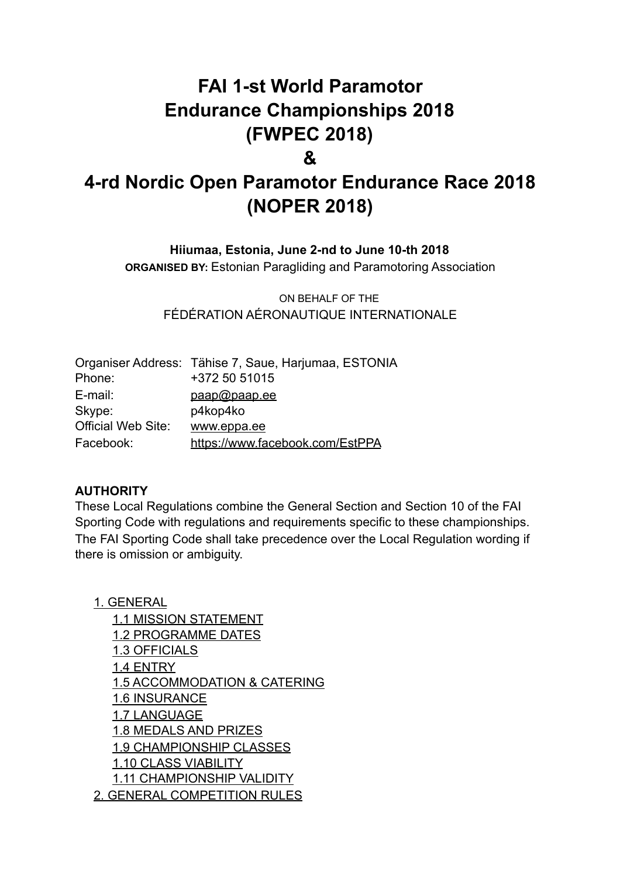# FAI 1-st World Paramotor Endurance Championships 2018 (FWPEC 2018)

# &

# 4-rd Nordic Open Paramotor Endurance Race 2018 (NOPER 2018)

**Hiiumaa, Estonia, June 2-nd to June 10-th 2018**

**ORGANISED BY:** Estonian Paragliding and Paramotoring Association

ON BEHALF OF THE

FÉDÉRATION AÉRONAUTIQUE INTERNATIONALE

| | |
|---|---|
| Organiser Address: | Tähise 7, Saue, Harjumaa, ESTONIA |
| Phone: | +372 50 51015 |
| E-mail: | paap@paap.ee |
| Skype: | p4kop4ko |
| Official Web Site: | www.eppa.ee |
| Facebook: | https://www.facebook.com/EstPPA |

**AUTHORITY**

These Local Regulations combine the General Section and Section 10 of the FAI Sporting Code with regulations and requirements specific to these championships. The FAI Sporting Code shall take precedence over the Local Regulation wording if there is omission or ambiguity.

- 1. GENERAL
  - 1.1 MISSION STATEMENT
  - 1.2 PROGRAMME DATES
  - 1.3 OFFICIALS
  - 1.4 ENTRY
  - 1.5 ACCOMMODATION & CATERING
  - 1.6 INSURANCE
  - 1.7 LANGUAGE
  - 1.8 MEDALS AND PRIZES
  - 1.9 CHAMPIONSHIP CLASSES
  - 1.10 CLASS VIABILITY
  - 1.11 CHAMPIONSHIP VALIDITY
- 2. GENERAL COMPETITION RULES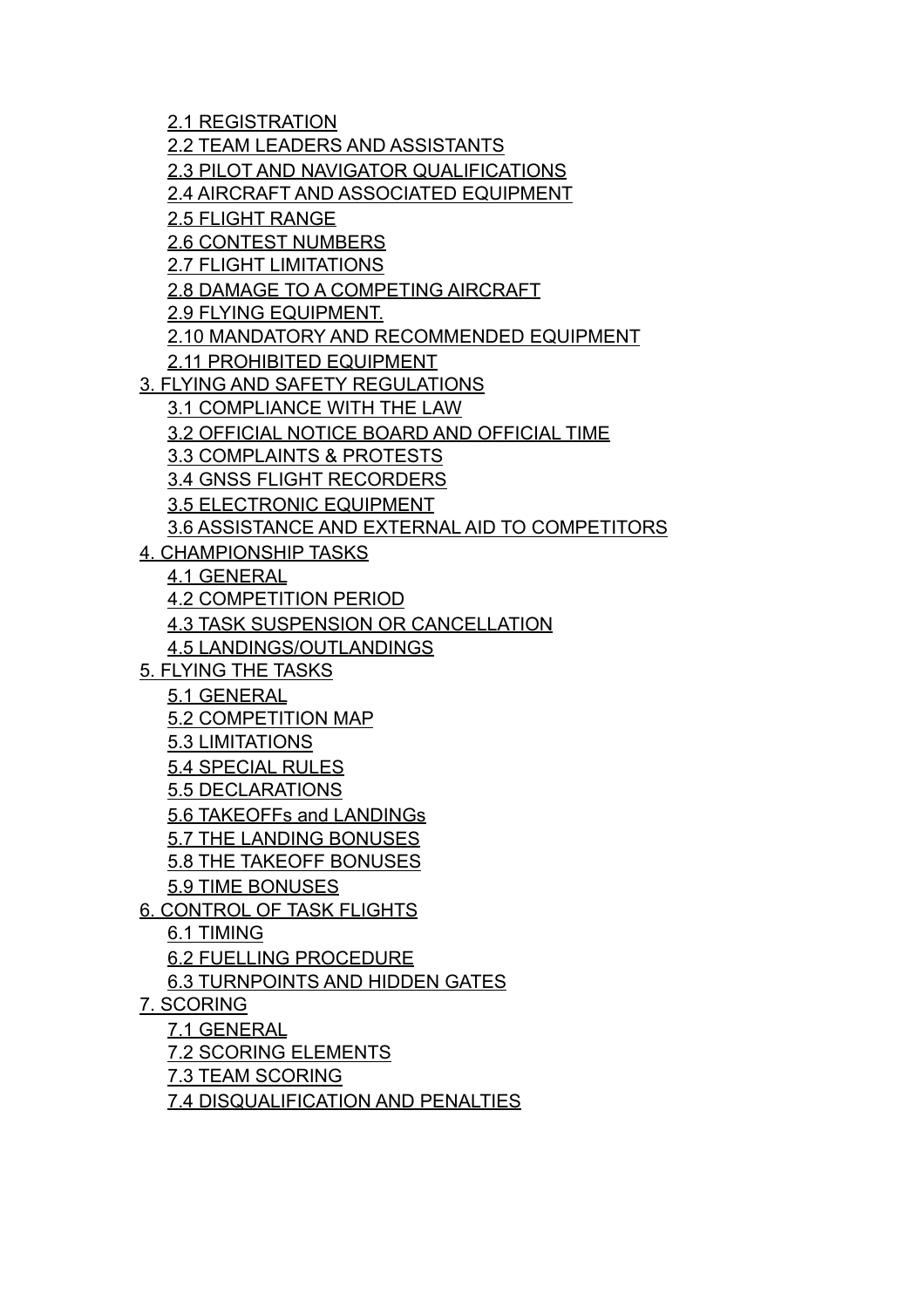- 2.1 REGISTRATION
- 2.2 TEAM LEADERS AND ASSISTANTS
- 2.3 PILOT AND NAVIGATOR QUALIFICATIONS
- 2.4 AIRCRAFT AND ASSOCIATED EQUIPMENT
- 2.5 FLIGHT RANGE
- 2.6 CONTEST NUMBERS
- 2.7 FLIGHT LIMITATIONS
- 2.8 DAMAGE TO A COMPETING AIRCRAFT
- 2.9 FLYING EQUIPMENT.
- 2.10 MANDATORY AND RECOMMENDED EQUIPMENT
- 2.11 PROHIBITED EQUIPMENT

3. FLYING AND SAFETY REGULATIONS
   - 3.1 COMPLIANCE WITH THE LAW
   - 3.2 OFFICIAL NOTICE BOARD AND OFFICIAL TIME
   - 3.3 COMPLAINTS & PROTESTS
   - 3.4 GNSS FLIGHT RECORDERS
   - 3.5 ELECTRONIC EQUIPMENT
   - 3.6 ASSISTANCE AND EXTERNAL AID TO COMPETITORS
4. CHAMPIONSHIP TASKS
   - 4.1 GENERAL
   - 4.2 COMPETITION PERIOD
   - 4.3 TASK SUSPENSION OR CANCELLATION
   - 4.5 LANDINGS/OUTLANDINGS
5. FLYING THE TASKS
   - 5.1 GENERAL
   - 5.2 COMPETITION MAP
   - 5.3 LIMITATIONS
   - 5.4 SPECIAL RULES
   - 5.5 DECLARATIONS
   - 5.6 TAKEOFFs and LANDINGs
   - 5.7 THE LANDING BONUSES
   - 5.8 THE TAKEOFF BONUSES
   - 5.9 TIME BONUSES
6. CONTROL OF TASK FLIGHTS
   - 6.1 TIMING
   - 6.2 FUELLING PROCEDURE
   - 6.3 TURNPOINTS AND HIDDEN GATES
7. SCORING
   - 7.1 GENERAL
   - 7.2 SCORING ELEMENTS
   - 7.3 TEAM SCORING
   - 7.4 DISQUALIFICATION AND PENALTIES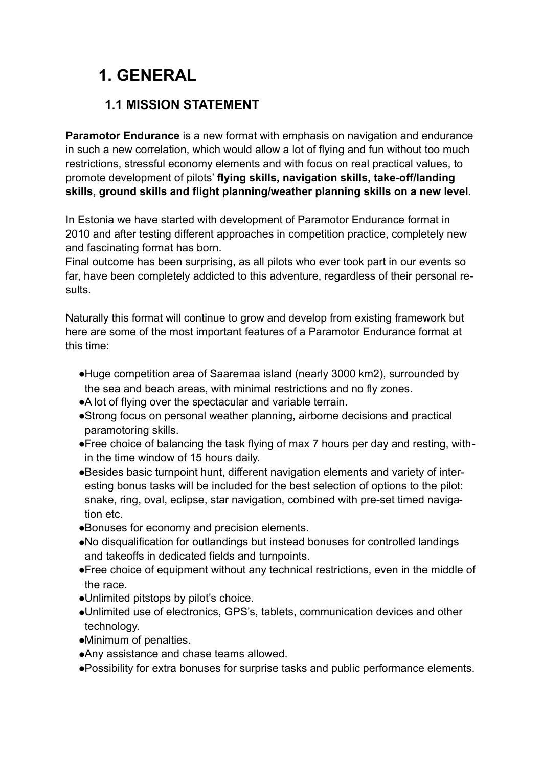# 1. GENERAL

## 1.1 MISSION STATEMENT

**Paramotor Endurance** is a new format with emphasis on navigation and endurance in such a new correlation, which would allow a lot of flying and fun without too much restrictions, stressful economy elements and with focus on real practical values, to promote development of pilots' **flying skills, navigation skills, take-off/landing skills, ground skills and flight planning/weather planning skills on a new level**.

In Estonia we have started with development of Paramotor Endurance format in 2010 and after testing different approaches in competition practice, completely new and fascinating format has born.
Final outcome has been surprising, as all pilots who ever took part in our events so far, have been completely addicted to this adventure, regardless of their personal results.

Naturally this format will continue to grow and develop from existing framework but here are some of the most important features of a Paramotor Endurance format at this time:

- Huge competition area of Saaremaa island (nearly 3000 km2), surrounded by the sea and beach areas, with minimal restrictions and no fly zones.
- A lot of flying over the spectacular and variable terrain.
- Strong focus on personal weather planning, airborne decisions and practical paramotoring skills.
- Free choice of balancing the task flying of max 7 hours per day and resting, within the time window of 15 hours daily.
- Besides basic turnpoint hunt, different navigation elements and variety of interesting bonus tasks will be included for the best selection of options to the pilot: snake, ring, oval, eclipse, star navigation, combined with pre-set timed navigation etc.
- Bonuses for economy and precision elements.
- No disqualification for outlandings but instead bonuses for controlled landings and takeoffs in dedicated fields and turnpoints.
- Free choice of equipment without any technical restrictions, even in the middle of the race.
- Unlimited pitstops by pilot's choice.
- Unlimited use of electronics, GPS's, tablets, communication devices and other technology.
- Minimum of penalties.
- Any assistance and chase teams allowed.
- Possibility for extra bonuses for surprise tasks and public performance elements.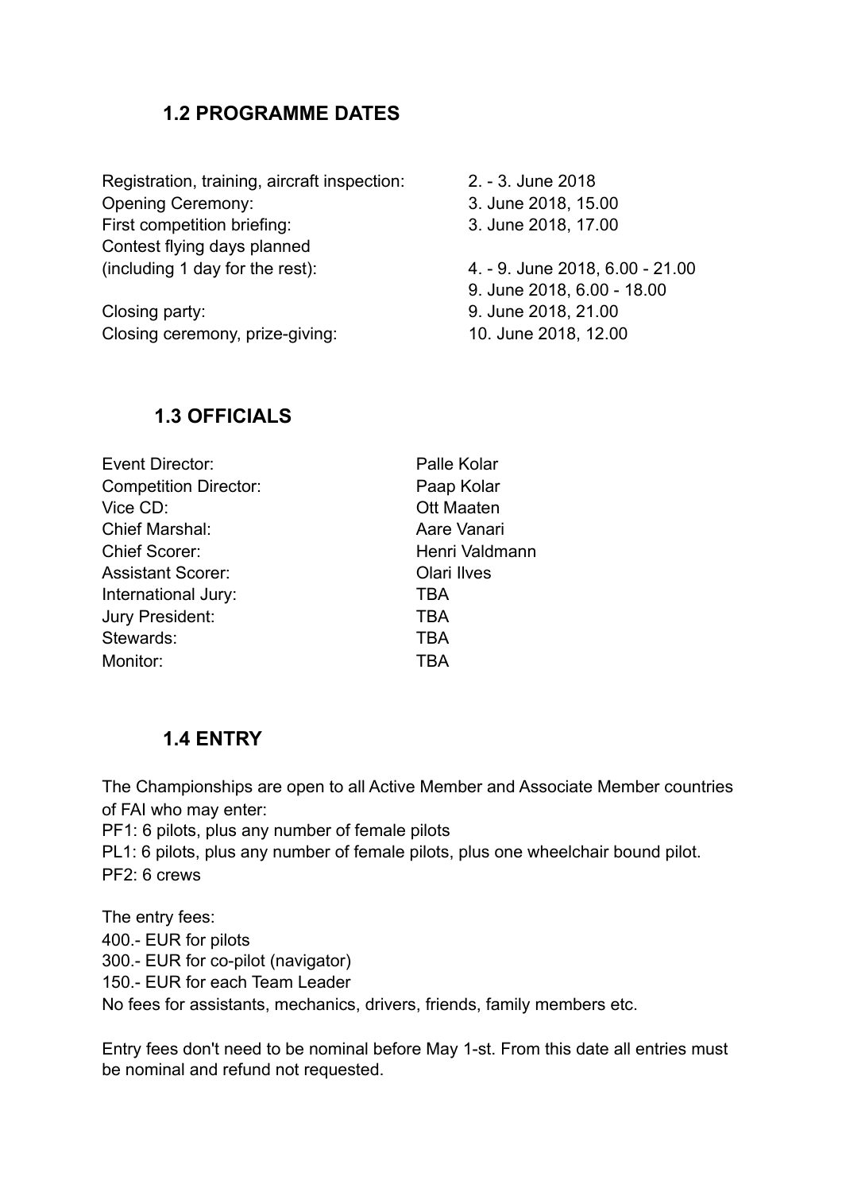## 1.2 PROGRAMME DATES

| | |
|---|---|
| Registration, training, aircraft inspection: | 2. - 3. June 2018 |
| Opening Ceremony: | 3. June 2018, 15.00 |
| First competition briefing: | 3. June 2018, 17.00 |
| Contest flying days planned (including 1 day for the rest): | 4. - 9. June 2018, 6.00 - 21.00 |
| | 9. June 2018, 6.00 - 18.00 |
| Closing party: | 9. June 2018, 21.00 |
| Closing ceremony, prize-giving: | 10. June 2018, 12.00 |

## 1.3 OFFICIALS

| | |
|---|---|
| Event Director: | Palle Kolar |
| Competition Director: | Paap Kolar |
| Vice CD: | Ott Maaten |
| Chief Marshal: | Aare Vanari |
| Chief Scorer: | Henri Valdmann |
| Assistant Scorer: | Olari Ilves |
| International Jury: | TBA |
| Jury President: | TBA |
| Stewards: | TBA |
| Monitor: | TBA |

## 1.4 ENTRY

The Championships are open to all Active Member and Associate Member countries of FAI who may enter:
PF1: 6 pilots, plus any number of female pilots
PL1: 6 pilots, plus any number of female pilots, plus one wheelchair bound pilot.
PF2: 6 crews

The entry fees:
400.- EUR for pilots
300.- EUR for co-pilot (navigator)
150.- EUR for each Team Leader
No fees for assistants, mechanics, drivers, friends, family members etc.

Entry fees don't need to be nominal before May 1-st. From this date all entries must be nominal and refund not requested.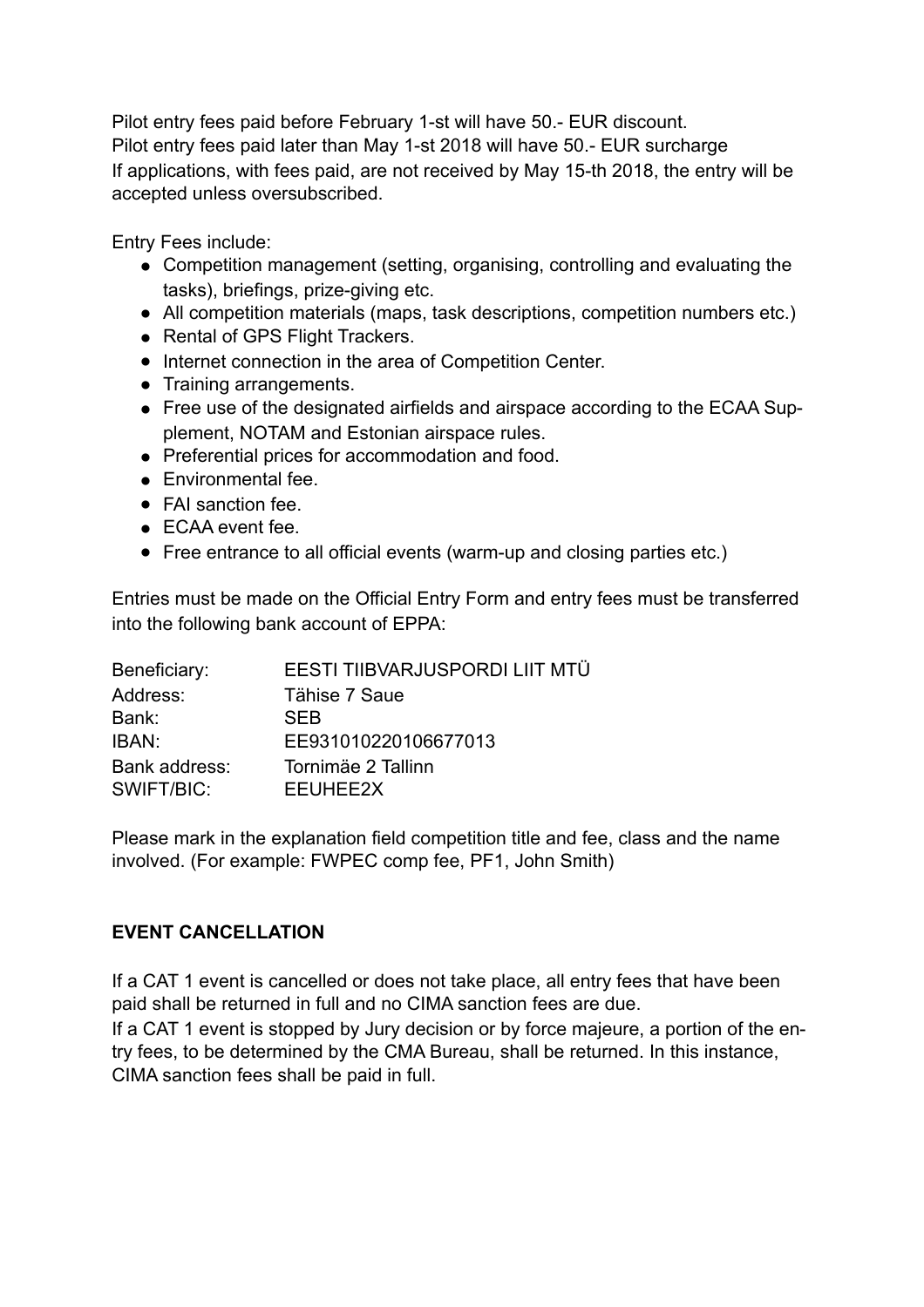Pilot entry fees paid before February 1-st will have 50.- EUR discount.
Pilot entry fees paid later than May 1-st 2018 will have 50.- EUR surcharge
If applications, with fees paid, are not received by May 15-th 2018, the entry will be accepted unless oversubscribed.

Entry Fees include:

- Competition management (setting, organising, controlling and evaluating the tasks), briefings, prize-giving etc.
- All competition materials (maps, task descriptions, competition numbers etc.)
- Rental of GPS Flight Trackers.
- Internet connection in the area of Competition Center.
- Training arrangements.
- Free use of the designated airfields and airspace according to the ECAA Supplement, NOTAM and Estonian airspace rules.
- Preferential prices for accommodation and food.
- Environmental fee.
- FAI sanction fee.
- ECAA event fee.
- Free entrance to all official events (warm-up and closing parties etc.)

Entries must be made on the Official Entry Form and entry fees must be transferred into the following bank account of EPPA:

| | |
|---|---|
| Beneficiary: | EESTI TIIBVARJUSPORDI LIIT MTÜ |
| Address: | Tähise 7 Saue |
| Bank: | SEB |
| IBAN: | EE931010220106677013 |
| Bank address: | Tornimäe 2 Tallinn |
| SWIFT/BIC: | EEUHEE2X |

Please mark in the explanation field competition title and fee, class and the name involved. (For example: FWPEC comp fee, PF1, John Smith)

**EVENT CANCELLATION**

If a CAT 1 event is cancelled or does not take place, all entry fees that have been paid shall be returned in full and no CIMA sanction fees are due.
If a CAT 1 event is stopped by Jury decision or by force majeure, a portion of the entry fees, to be determined by the CMA Bureau, shall be returned. In this instance, CIMA sanction fees shall be paid in full.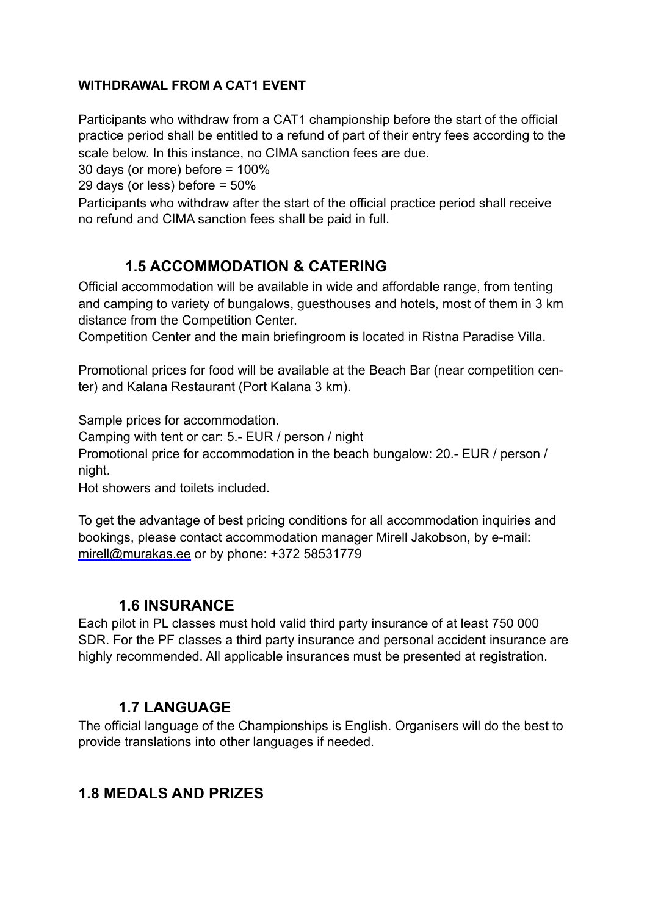**WITHDRAWAL FROM A CAT1 EVENT**

Participants who withdraw from a CAT1 championship before the start of the official practice period shall be entitled to a refund of part of their entry fees according to the scale below. In this instance, no CIMA sanction fees are due.
30 days (or more) before = 100%
29 days (or less) before = 50%
Participants who withdraw after the start of the official practice period shall receive no refund and CIMA sanction fees shall be paid in full.

## 1.5 ACCOMMODATION & CATERING

Official accommodation will be available in wide and affordable range, from tenting and camping to variety of bungalows, guesthouses and hotels, most of them in 3 km distance from the Competition Center.
Competition Center and the main briefingroom is located in Ristna Paradise Villa.

Promotional prices for food will be available at the Beach Bar (near competition center) and Kalana Restaurant (Port Kalana 3 km).

Sample prices for accommodation.
Camping with tent or car: 5.- EUR / person / night
Promotional price for accommodation in the beach bungalow: 20.- EUR / person / night.
Hot showers and toilets included.

To get the advantage of best pricing conditions for all accommodation inquiries and bookings, please contact accommodation manager Mirell Jakobson, by e-mail: mirell@murakas.ee or by phone: +372 58531779

## 1.6 INSURANCE

Each pilot in PL classes must hold valid third party insurance of at least 750 000 SDR. For the PF classes a third party insurance and personal accident insurance are highly recommended. All applicable insurances must be presented at registration.

## 1.7 LANGUAGE

The official language of the Championships is English. Organisers will do the best to provide translations into other languages if needed.

## 1.8 MEDALS AND PRIZES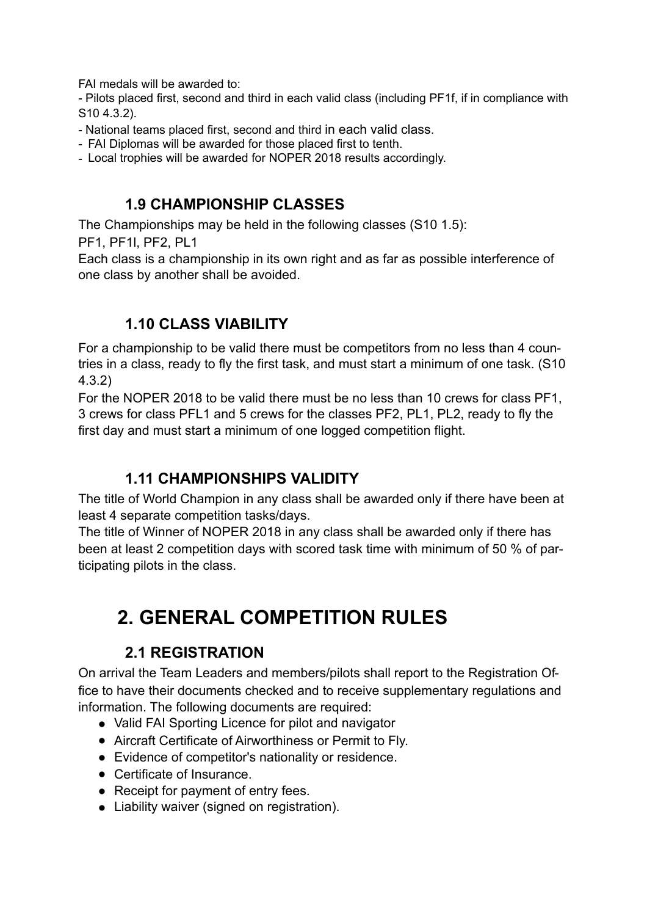FAI medals will be awarded to:

- Pilots placed first, second and third in each valid class (including PF1f, if in compliance with S10 4.3.2).
- National teams placed first, second and third in each valid class.
- FAI Diplomas will be awarded for those placed first to tenth.
- Local trophies will be awarded for NOPER 2018 results accordingly.

### 1.9 CHAMPIONSHIP CLASSES

The Championships may be held in the following classes (S10 1.5):

PF1, PF1l, PF2, PL1

Each class is a championship in its own right and as far as possible interference of one class by another shall be avoided.

### 1.10 CLASS VIABILITY

For a championship to be valid there must be competitors from no less than 4 countries in a class, ready to fly the first task, and must start a minimum of one task. (S10 4.3.2)

For the NOPER 2018 to be valid there must be no less than 10 crews for class PF1, 3 crews for class PFL1 and 5 crews for the classes PF2, PL1, PL2, ready to fly the first day and must start a minimum of one logged competition flight.

### 1.11 CHAMPIONSHIPS VALIDITY

The title of World Champion in any class shall be awarded only if there have been at least 4 separate competition tasks/days.

The title of Winner of NOPER 2018 in any class shall be awarded only if there has been at least 2 competition days with scored task time with minimum of 50 % of participating pilots in the class.

# 2. GENERAL COMPETITION RULES

### 2.1 REGISTRATION

On arrival the Team Leaders and members/pilots shall report to the Registration Office to have their documents checked and to receive supplementary regulations and information. The following documents are required:

- Valid FAI Sporting Licence for pilot and navigator
- Aircraft Certificate of Airworthiness or Permit to Fly.
- Evidence of competitor's nationality or residence.
- Certificate of Insurance.
- Receipt for payment of entry fees.
- Liability waiver (signed on registration).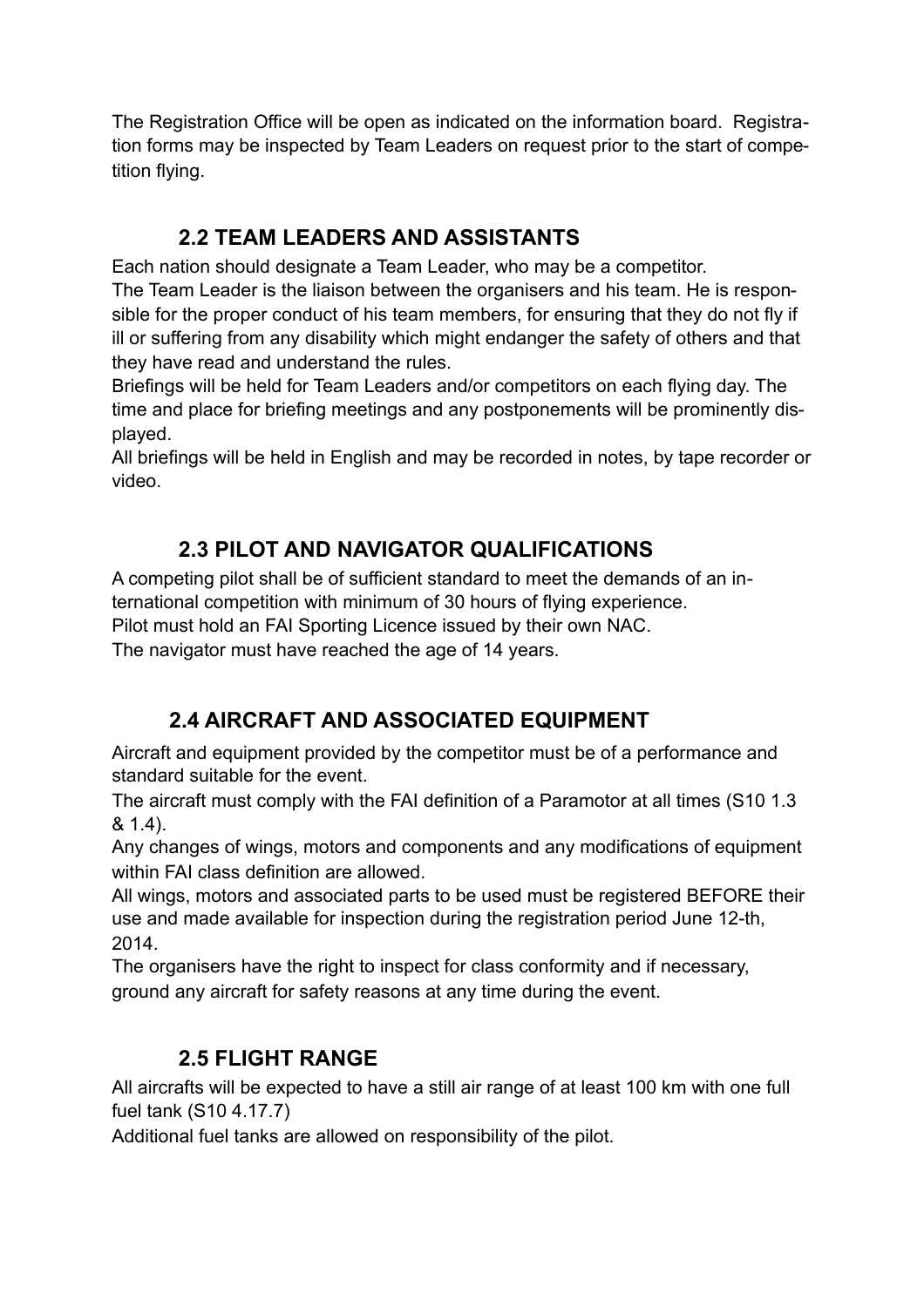The Registration Office will be open as indicated on the information board. Registration forms may be inspected by Team Leaders on request prior to the start of competition flying.

## 2.2 TEAM LEADERS AND ASSISTANTS

Each nation should designate a Team Leader, who may be a competitor.
The Team Leader is the liaison between the organisers and his team. He is responsible for the proper conduct of his team members, for ensuring that they do not fly if ill or suffering from any disability which might endanger the safety of others and that they have read and understand the rules.
Briefings will be held for Team Leaders and/or competitors on each flying day. The time and place for briefing meetings and any postponements will be prominently displayed.
All briefings will be held in English and may be recorded in notes, by tape recorder or video.

## 2.3 PILOT AND NAVIGATOR QUALIFICATIONS

A competing pilot shall be of sufficient standard to meet the demands of an international competition with minimum of 30 hours of flying experience.
Pilot must hold an FAI Sporting Licence issued by their own NAC.
The navigator must have reached the age of 14 years.

## 2.4 AIRCRAFT AND ASSOCIATED EQUIPMENT

Aircraft and equipment provided by the competitor must be of a performance and standard suitable for the event.
The aircraft must comply with the FAI definition of a Paramotor at all times (S10 1.3 & 1.4).
Any changes of wings, motors and components and any modifications of equipment within FAI class definition are allowed.
All wings, motors and associated parts to be used must be registered BEFORE their use and made available for inspection during the registration period June 12-th, 2014.
The organisers have the right to inspect for class conformity and if necessary, ground any aircraft for safety reasons at any time during the event.

## 2.5 FLIGHT RANGE

All aircrafts will be expected to have a still air range of at least 100 km with one full fuel tank (S10 4.17.7)
Additional fuel tanks are allowed on responsibility of the pilot.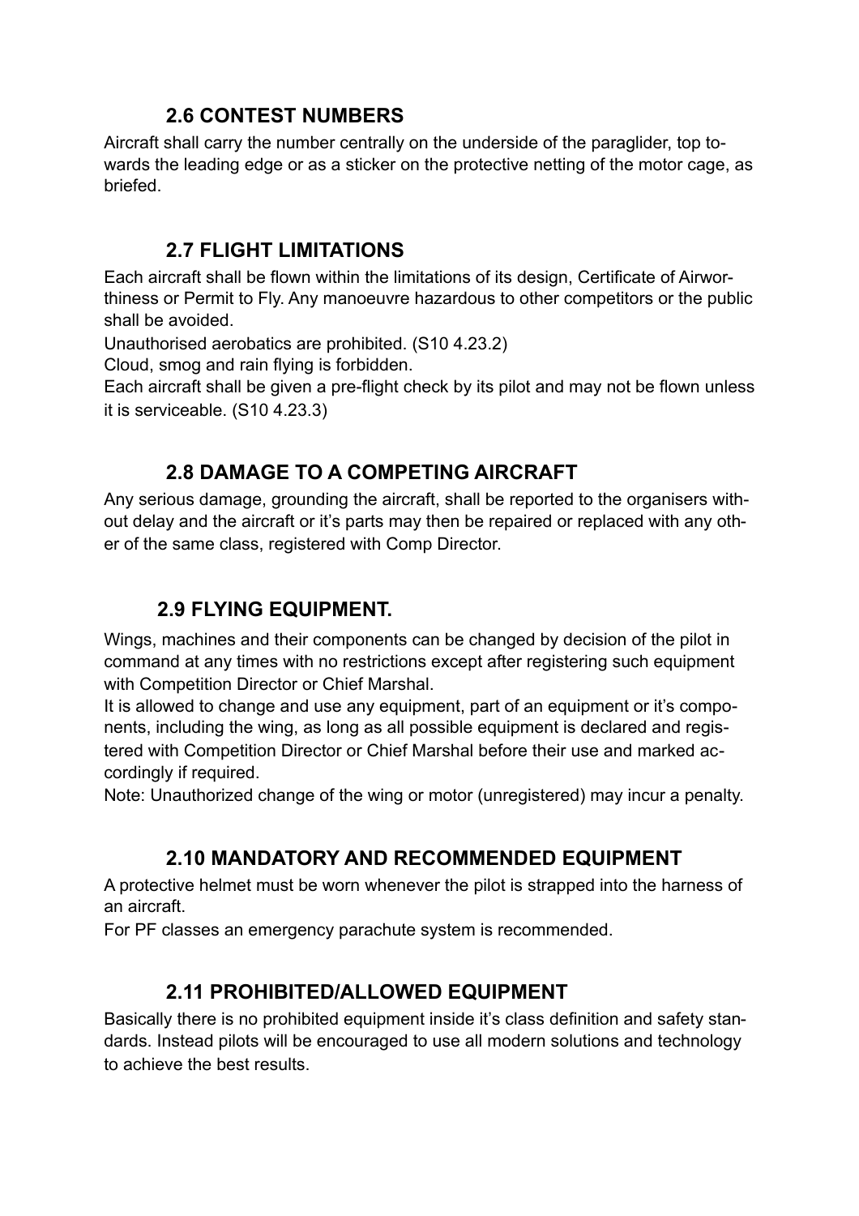## 2.6 CONTEST NUMBERS

Aircraft shall carry the number centrally on the underside of the paraglider, top towards the leading edge or as a sticker on the protective netting of the motor cage, as briefed.

## 2.7 FLIGHT LIMITATIONS

Each aircraft shall be flown within the limitations of its design, Certificate of Airworthiness or Permit to Fly. Any manoeuvre hazardous to other competitors or the public shall be avoided.

Unauthorised aerobatics are prohibited. (S10 4.23.2)

Cloud, smog and rain flying is forbidden.

Each aircraft shall be given a pre-flight check by its pilot and may not be flown unless it is serviceable. (S10 4.23.3)

## 2.8 DAMAGE TO A COMPETING AIRCRAFT

Any serious damage, grounding the aircraft, shall be reported to the organisers without delay and the aircraft or it's parts may then be repaired or replaced with any other of the same class, registered with Comp Director.

## 2.9 FLYING EQUIPMENT.

Wings, machines and their components can be changed by decision of the pilot in command at any times with no restrictions except after registering such equipment with Competition Director or Chief Marshal.

It is allowed to change and use any equipment, part of an equipment or it's components, including the wing, as long as all possible equipment is declared and registered with Competition Director or Chief Marshal before their use and marked accordingly if required.

Note: Unauthorized change of the wing or motor (unregistered) may incur a penalty.

## 2.10 MANDATORY AND RECOMMENDED EQUIPMENT

A protective helmet must be worn whenever the pilot is strapped into the harness of an aircraft.

For PF classes an emergency parachute system is recommended.

## 2.11 PROHIBITED/ALLOWED EQUIPMENT

Basically there is no prohibited equipment inside it's class definition and safety standards. Instead pilots will be encouraged to use all modern solutions and technology to achieve the best results.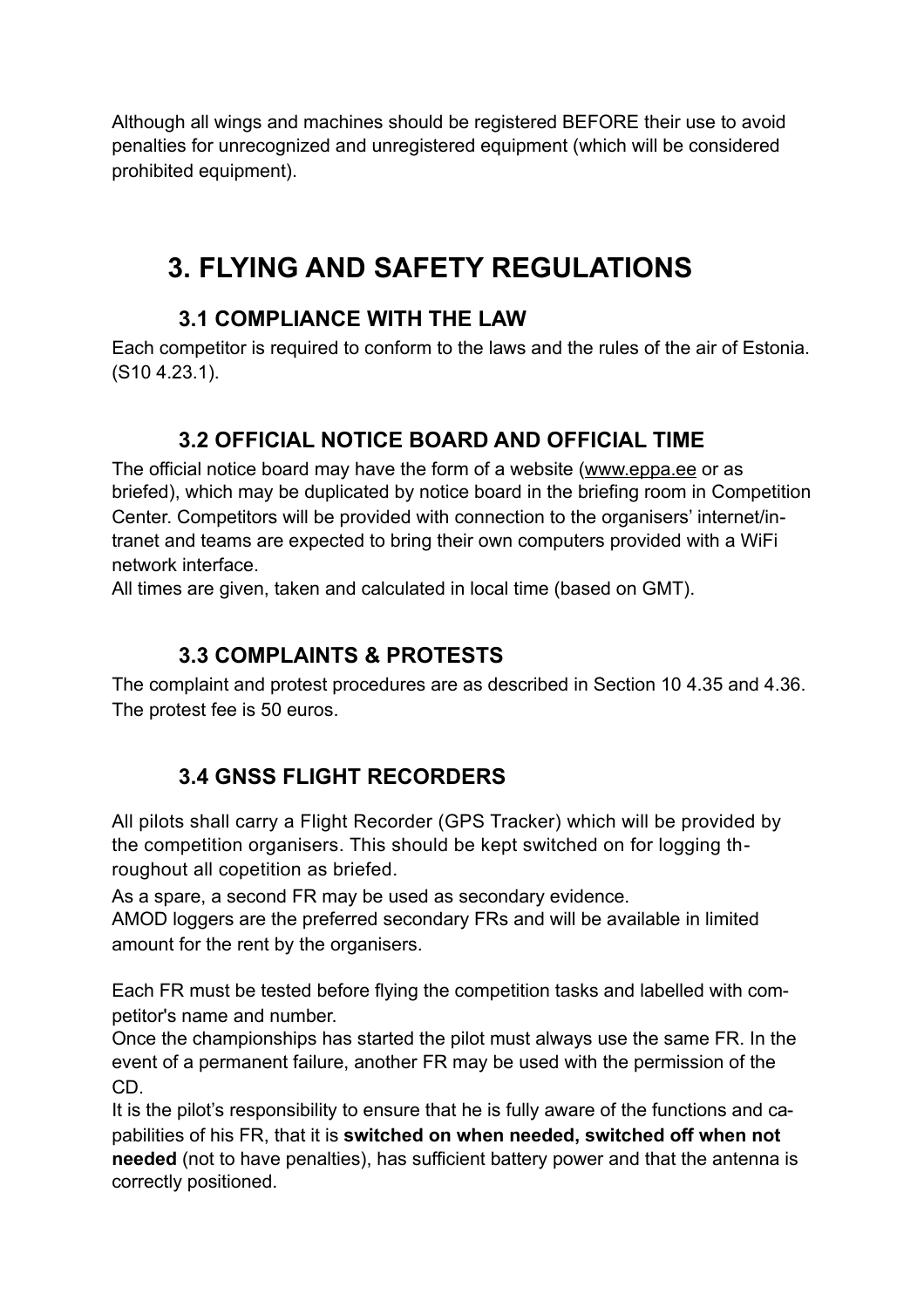Although all wings and machines should be registered BEFORE their use to avoid penalties for unrecognized and unregistered equipment (which will be considered prohibited equipment).

# 3. FLYING AND SAFETY REGULATIONS

## 3.1 COMPLIANCE WITH THE LAW

Each competitor is required to conform to the laws and the rules of the air of Estonia. (S10 4.23.1).

## 3.2 OFFICIAL NOTICE BOARD AND OFFICIAL TIME

The official notice board may have the form of a website (www.eppa.ee or as briefed), which may be duplicated by notice board in the briefing room in Competition Center. Competitors will be provided with connection to the organisers' internet/intranet and teams are expected to bring their own computers provided with a WiFi network interface.

All times are given, taken and calculated in local time (based on GMT).

## 3.3 COMPLAINTS & PROTESTS

The complaint and protest procedures are as described in Section 10 4.35 and 4.36. The protest fee is 50 euros.

## 3.4 GNSS FLIGHT RECORDERS

All pilots shall carry a Flight Recorder (GPS Tracker) which will be provided by the competition organisers. This should be kept switched on for logging throughout all copetition as briefed.

As a spare, a second FR may be used as secondary evidence.

AMOD loggers are the preferred secondary FRs and will be available in limited amount for the rent by the organisers.

Each FR must be tested before flying the competition tasks and labelled with competitor's name and number.

Once the championships has started the pilot must always use the same FR. In the event of a permanent failure, another FR may be used with the permission of the CD.

It is the pilot's responsibility to ensure that he is fully aware of the functions and capabilities of his FR, that it is **switched on when needed, switched off when not needed** (not to have penalties), has sufficient battery power and that the antenna is correctly positioned.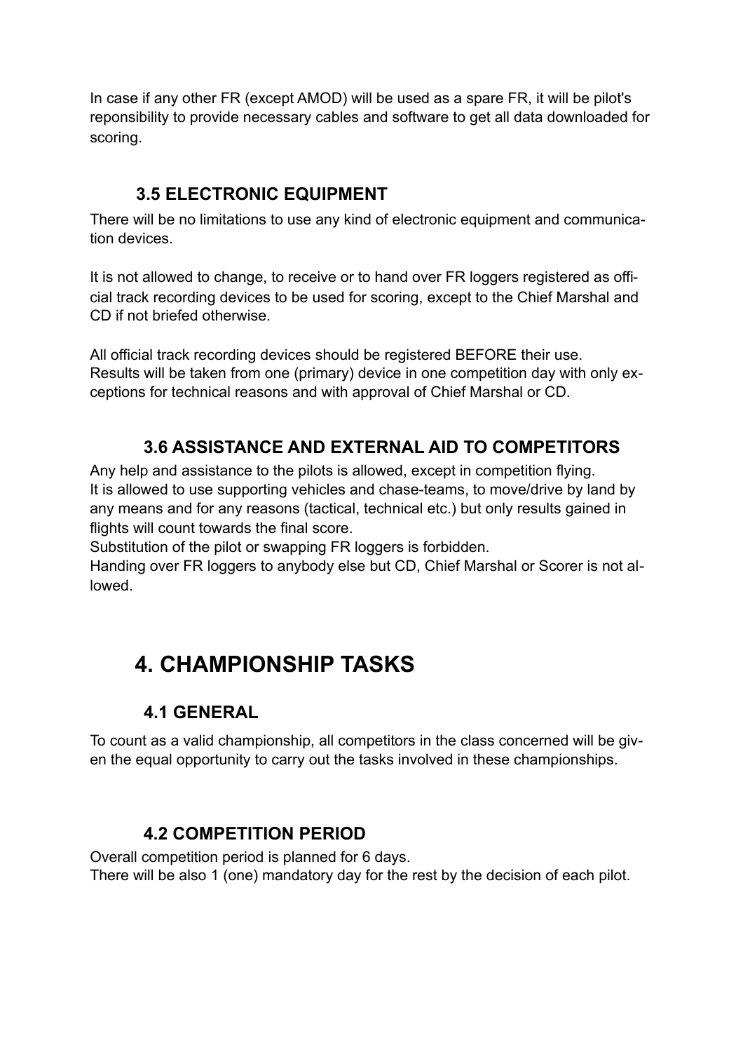In case if any other FR (except AMOD) will be used as a spare FR, it will be pilot's reponsibility to provide necessary cables and software to get all data downloaded for scoring.

### 3.5 ELECTRONIC EQUIPMENT

There will be no limitations to use any kind of electronic equipment and communication devices.

It is not allowed to change, to receive or to hand over FR loggers registered as official track recording devices to be used for scoring, except to the Chief Marshal and CD if not briefed otherwise.

All official track recording devices should be registered BEFORE their use.
Results will be taken from one (primary) device in one competition day with only exceptions for technical reasons and with approval of Chief Marshal or CD.

### 3.6 ASSISTANCE AND EXTERNAL AID TO COMPETITORS

Any help and assistance to the pilots is allowed, except in competition flying.
It is allowed to use supporting vehicles and chase-teams, to move/drive by land by any means and for any reasons (tactical, technical etc.) but only results gained in flights will count towards the final score.
Substitution of the pilot or swapping FR loggers is forbidden.
Handing over FR loggers to anybody else but CD, Chief Marshal or Scorer is not allowed.

## 4. CHAMPIONSHIP TASKS

### 4.1 GENERAL

To count as a valid championship, all competitors in the class concerned will be given the equal opportunity to carry out the tasks involved in these championships.

### 4.2 COMPETITION PERIOD

Overall competition period is planned for 6 days.
There will be also 1 (one) mandatory day for the rest by the decision of each pilot.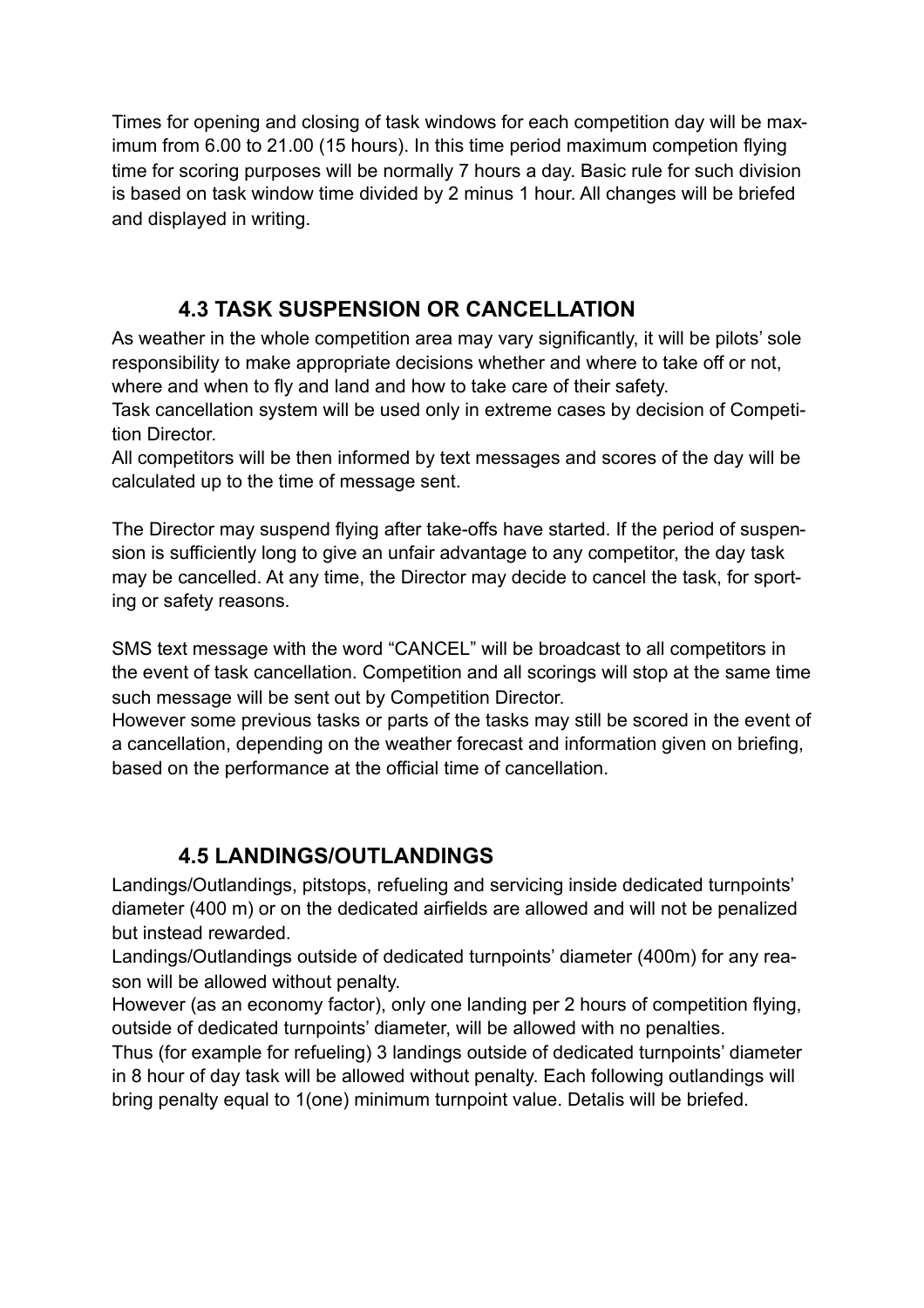Times for opening and closing of task windows for each competition day will be maximum from 6.00 to 21.00 (15 hours). In this time period maximum competion flying time for scoring purposes will be normally 7 hours a day. Basic rule for such division is based on task window time divided by 2 minus 1 hour. All changes will be briefed and displayed in writing.

## 4.3 TASK SUSPENSION OR CANCELLATION

As weather in the whole competition area may vary significantly, it will be pilots' sole responsibility to make appropriate decisions whether and where to take off or not, where and when to fly and land and how to take care of their safety.

Task cancellation system will be used only in extreme cases by decision of Competition Director.

All competitors will be then informed by text messages and scores of the day will be calculated up to the time of message sent.

The Director may suspend flying after take-offs have started. If the period of suspension is sufficiently long to give an unfair advantage to any competitor, the day task may be cancelled. At any time, the Director may decide to cancel the task, for sporting or safety reasons.

SMS text message with the word "CANCEL" will be broadcast to all competitors in the event of task cancellation. Competition and all scorings will stop at the same time such message will be sent out by Competition Director.

However some previous tasks or parts of the tasks may still be scored in the event of a cancellation, depending on the weather forecast and information given on briefing, based on the performance at the official time of cancellation.

## 4.5 LANDINGS/OUTLANDINGS

Landings/Outlandings, pitstops, refueling and servicing inside dedicated turnpoints' diameter (400 m) or on the dedicated airfields are allowed and will not be penalized but instead rewarded.

Landings/Outlandings outside of dedicated turnpoints' diameter (400m) for any reason will be allowed without penalty.

However (as an economy factor), only one landing per 2 hours of competition flying, outside of dedicated turnpoints' diameter, will be allowed with no penalties.

Thus (for example for refueling) 3 landings outside of dedicated turnpoints' diameter in 8 hour of day task will be allowed without penalty. Each following outlandings will bring penalty equal to 1(one) minimum turnpoint value. Detalis will be briefed.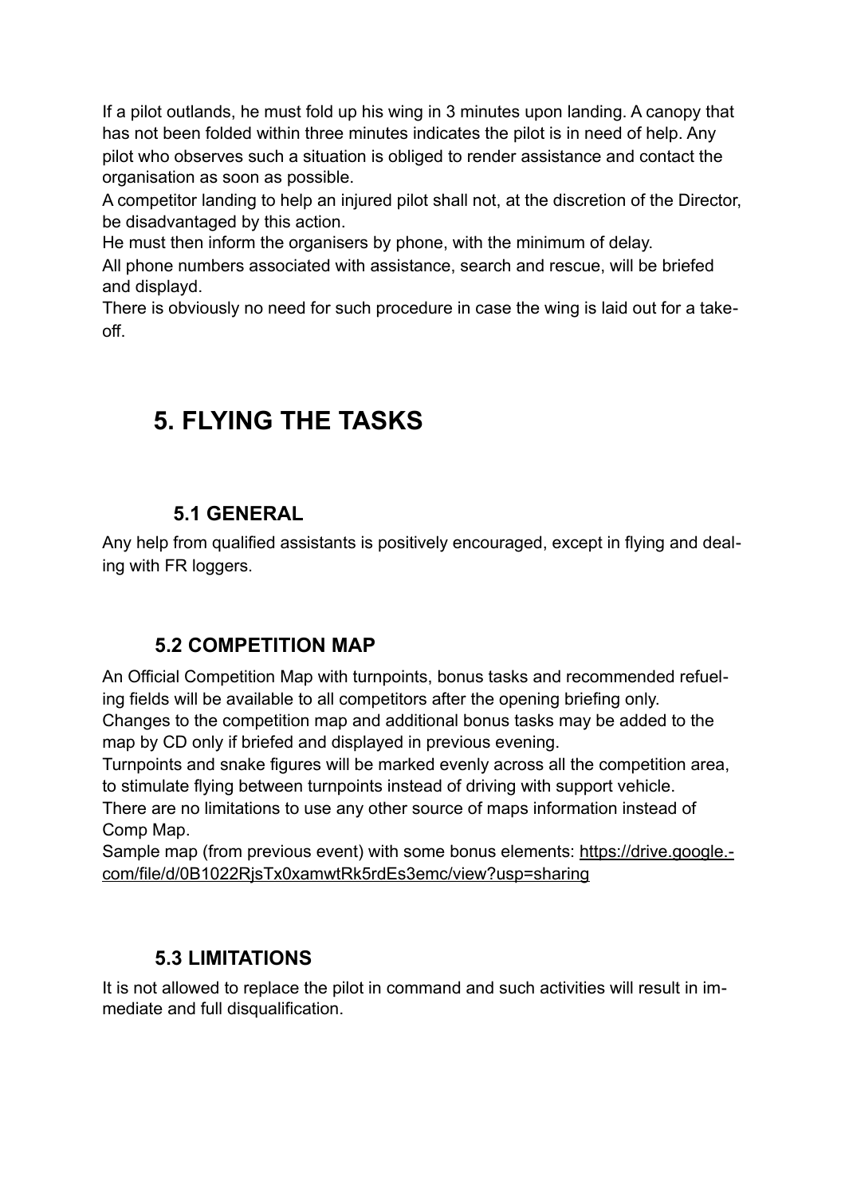If a pilot outlands, he must fold up his wing in 3 minutes upon landing. A canopy that has not been folded within three minutes indicates the pilot is in need of help. Any pilot who observes such a situation is obliged to render assistance and contact the organisation as soon as possible.
A competitor landing to help an injured pilot shall not, at the discretion of the Director, be disadvantaged by this action.
He must then inform the organisers by phone, with the minimum of delay.
All phone numbers associated with assistance, search and rescue, will be briefed and displayd.
There is obviously no need for such procedure in case the wing is laid out for a take-off.

# 5. FLYING THE TASKS

## 5.1 GENERAL

Any help from qualified assistants is positively encouraged, except in flying and dealing with FR loggers.

## 5.2 COMPETITION MAP

An Official Competition Map with turnpoints, bonus tasks and recommended refueling fields will be available to all competitors after the opening briefing only.
Changes to the competition map and additional bonus tasks may be added to the map by CD only if briefed and displayed in previous evening.
Turnpoints and snake figures will be marked evenly across all the competition area, to stimulate flying between turnpoints instead of driving with support vehicle.
There are no limitations to use any other source of maps information instead of Comp Map.
Sample map (from previous event) with some bonus elements: https://drive.google.com/file/d/0B1022RjsTx0xamwtRk5rdEs3emc/view?usp=sharing

## 5.3 LIMITATIONS

It is not allowed to replace the pilot in command and such activities will result in immediate and full disqualification.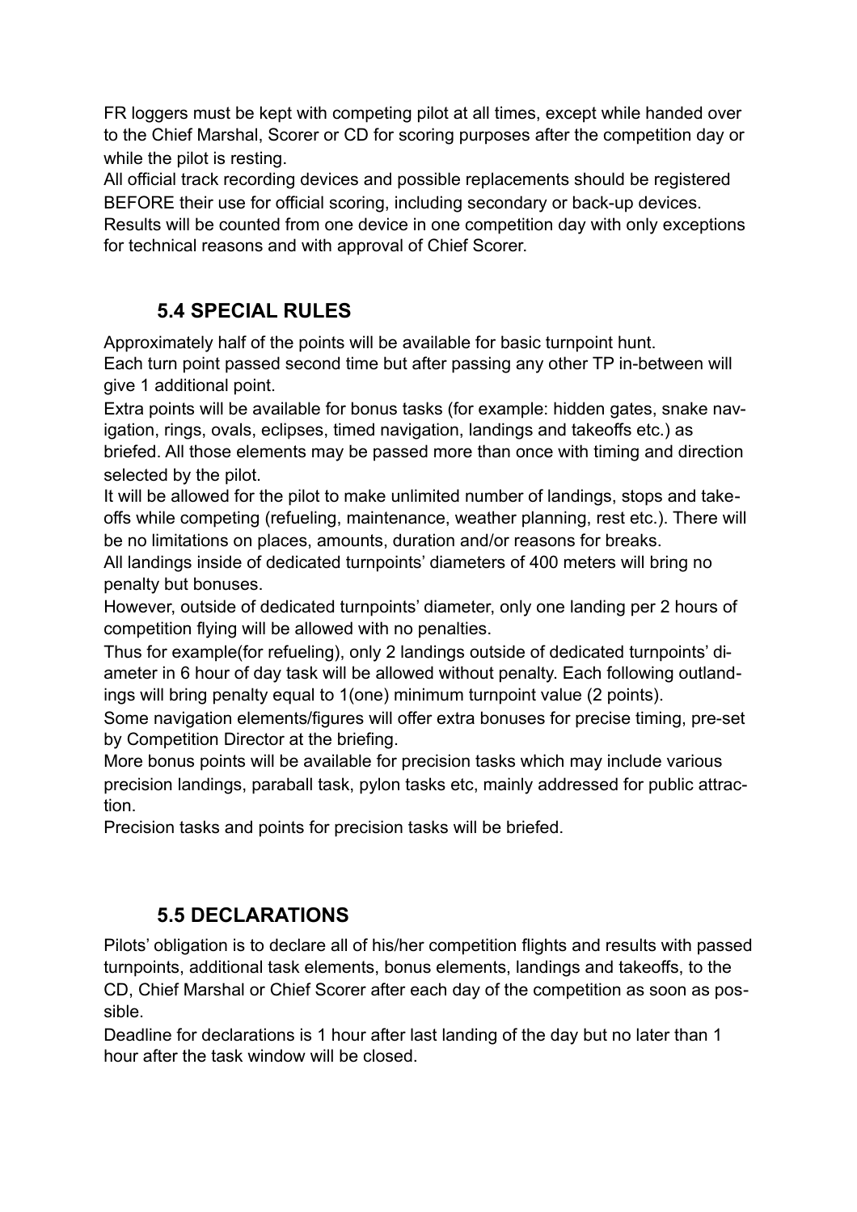FR loggers must be kept with competing pilot at all times, except while handed over to the Chief Marshal, Scorer or CD for scoring purposes after the competition day or while the pilot is resting.

All official track recording devices and possible replacements should be registered BEFORE their use for official scoring, including secondary or back-up devices.

Results will be counted from one device in one competition day with only exceptions for technical reasons and with approval of Chief Scorer.

## 5.4 SPECIAL RULES

Approximately half of the points will be available for basic turnpoint hunt.

Each turn point passed second time but after passing any other TP in-between will give 1 additional point.

Extra points will be available for bonus tasks (for example: hidden gates, snake navigation, rings, ovals, eclipses, timed navigation, landings and takeoffs etc.) as briefed. All those elements may be passed more than once with timing and direction selected by the pilot.

It will be allowed for the pilot to make unlimited number of landings, stops and take-offs while competing (refueling, maintenance, weather planning, rest etc.). There will be no limitations on places, amounts, duration and/or reasons for breaks.

All landings inside of dedicated turnpoints' diameters of 400 meters will bring no penalty but bonuses.

However, outside of dedicated turnpoints' diameter, only one landing per 2 hours of competition flying will be allowed with no penalties.

Thus for example(for refueling), only 2 landings outside of dedicated turnpoints' diameter in 6 hour of day task will be allowed without penalty. Each following outlandings will bring penalty equal to 1(one) minimum turnpoint value (2 points).

Some navigation elements/figures will offer extra bonuses for precise timing, pre-set by Competition Director at the briefing.

More bonus points will be available for precision tasks which may include various precision landings, paraball task, pylon tasks etc, mainly addressed for public attraction.

Precision tasks and points for precision tasks will be briefed.

## 5.5 DECLARATIONS

Pilots' obligation is to declare all of his/her competition flights and results with passed turnpoints, additional task elements, bonus elements, landings and takeoffs, to the CD, Chief Marshal or Chief Scorer after each day of the competition as soon as possible.

Deadline for declarations is 1 hour after last landing of the day but no later than 1 hour after the task window will be closed.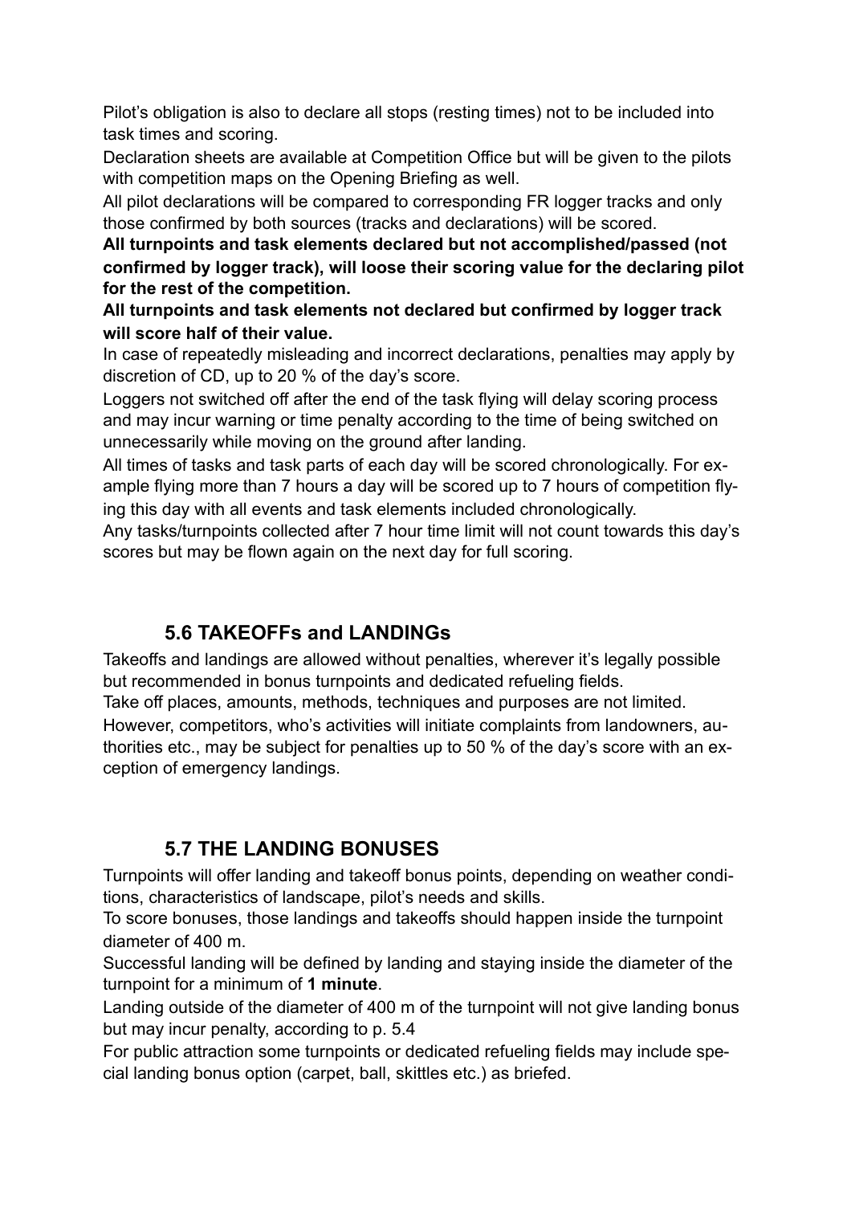Pilot's obligation is also to declare all stops (resting times) not to be included into task times and scoring.

Declaration sheets are available at Competition Office but will be given to the pilots with competition maps on the Opening Briefing as well.

All pilot declarations will be compared to corresponding FR logger tracks and only those confirmed by both sources (tracks and declarations) will be scored.

**All turnpoints and task elements declared but not accomplished/passed (not confirmed by logger track), will loose their scoring value for the declaring pilot for the rest of the competition.**

**All turnpoints and task elements not declared but confirmed by logger track will score half of their value.**

In case of repeatedly misleading and incorrect declarations, penalties may apply by discretion of CD, up to 20 % of the day's score.

Loggers not switched off after the end of the task flying will delay scoring process and may incur warning or time penalty according to the time of being switched on unnecessarily while moving on the ground after landing.

All times of tasks and task parts of each day will be scored chronologically. For example flying more than 7 hours a day will be scored up to 7 hours of competition flying this day with all events and task elements included chronologically.

Any tasks/turnpoints collected after 7 hour time limit will not count towards this day's scores but may be flown again on the next day for full scoring.

## 5.6 TAKEOFFs and LANDINGs

Takeoffs and landings are allowed without penalties, wherever it's legally possible but recommended in bonus turnpoints and dedicated refueling fields.

Take off places, amounts, methods, techniques and purposes are not limited.

However, competitors, who's activities will initiate complaints from landowners, authorities etc., may be subject for penalties up to 50 % of the day's score with an exception of emergency landings.

## 5.7 THE LANDING BONUSES

Turnpoints will offer landing and takeoff bonus points, depending on weather conditions, characteristics of landscape, pilot's needs and skills.

To score bonuses, those landings and takeoffs should happen inside the turnpoint diameter of 400 m.

Successful landing will be defined by landing and staying inside the diameter of the turnpoint for a minimum of **1 minute**.

Landing outside of the diameter of 400 m of the turnpoint will not give landing bonus but may incur penalty, according to p. 5.4

For public attraction some turnpoints or dedicated refueling fields may include special landing bonus option (carpet, ball, skittles etc.) as briefed.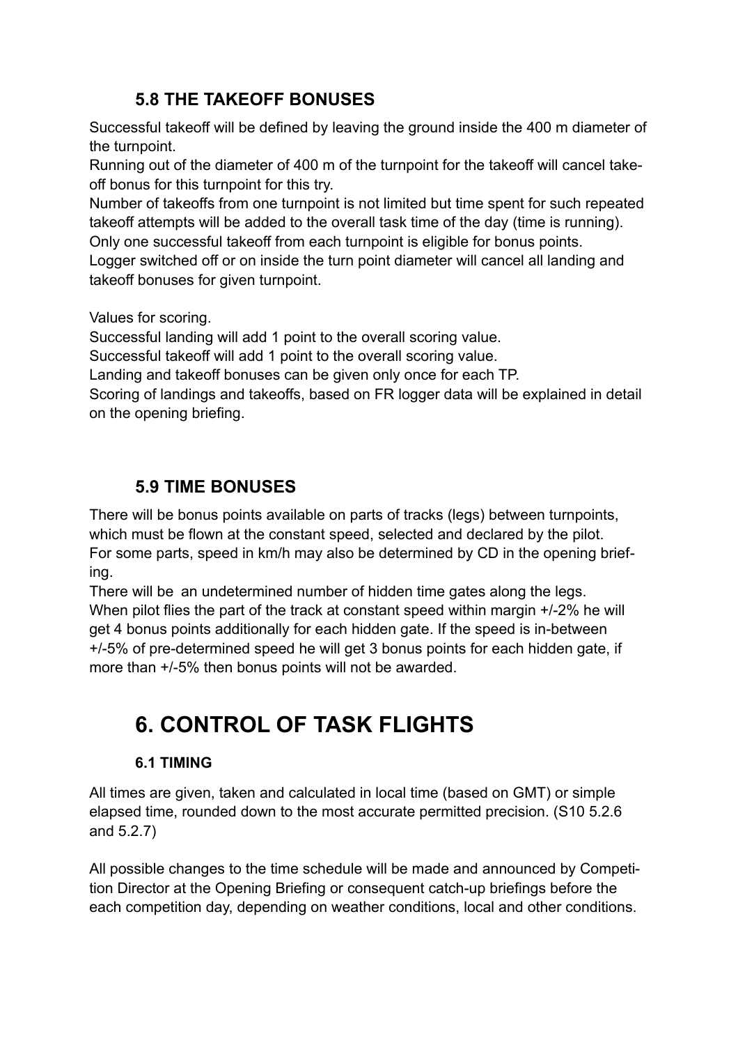### 5.8 THE TAKEOFF BONUSES

Successful takeoff will be defined by leaving the ground inside the 400 m diameter of the turnpoint.
Running out of the diameter of 400 m of the turnpoint for the takeoff will cancel take-off bonus for this turnpoint for this try.
Number of takeoffs from one turnpoint is not limited but time spent for such repeated takeoff attempts will be added to the overall task time of the day (time is running).
Only one successful takeoff from each turnpoint is eligible for bonus points.
Logger switched off or on inside the turn point diameter will cancel all landing and takeoff bonuses for given turnpoint.

Values for scoring.
Successful landing will add 1 point to the overall scoring value.
Successful takeoff will add 1 point to the overall scoring value.
Landing and takeoff bonuses can be given only once for each TP.
Scoring of landings and takeoffs, based on FR logger data will be explained in detail on the opening briefing.

### 5.9 TIME BONUSES

There will be bonus points available on parts of tracks (legs) between turnpoints, which must be flown at the constant speed, selected and declared by the pilot.
For some parts, speed in km/h may also be determined by CD in the opening briefing.
There will be an undetermined number of hidden time gates along the legs.
When pilot flies the part of the track at constant speed within margin +/-2% he will get 4 bonus points additionally for each hidden gate. If the speed is in-between +/-5% of pre-determined speed he will get 3 bonus points for each hidden gate, if more than +/-5% then bonus points will not be awarded.

## 6. CONTROL OF TASK FLIGHTS

### 6.1 TIMING

All times are given, taken and calculated in local time (based on GMT) or simple elapsed time, rounded down to the most accurate permitted precision. (S10 5.2.6 and 5.2.7)

All possible changes to the time schedule will be made and announced by Competition Director at the Opening Briefing or consequent catch-up briefings before the each competition day, depending on weather conditions, local and other conditions.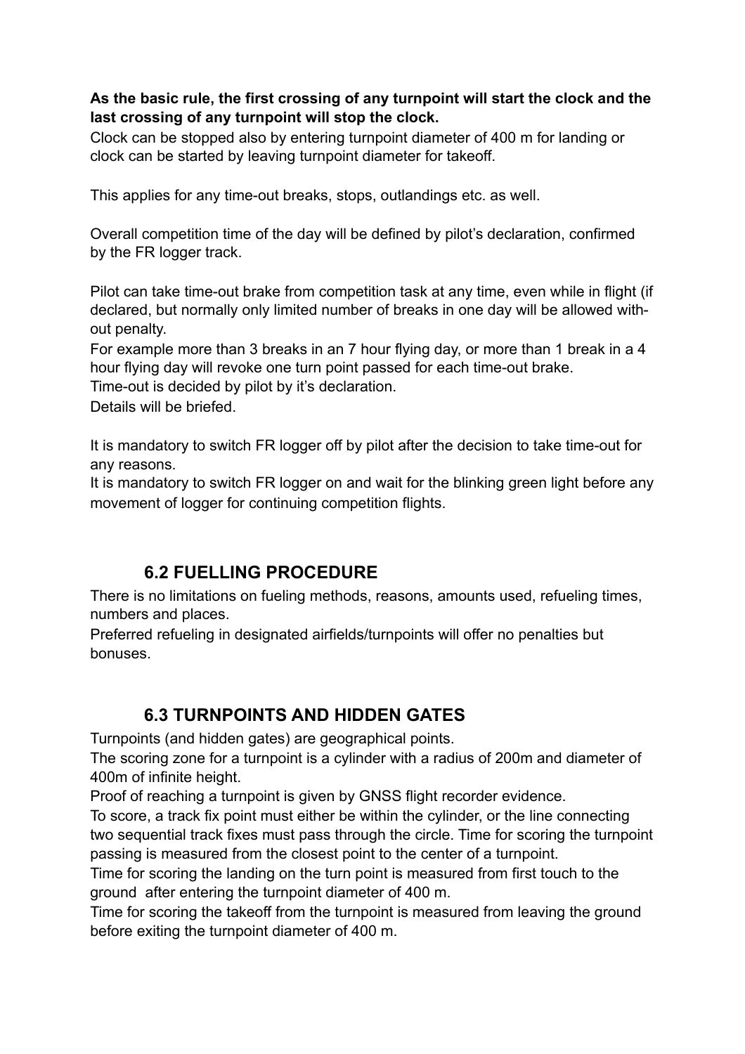**As the basic rule, the first crossing of any turnpoint will start the clock and the last crossing of any turnpoint will stop the clock.**
Clock can be stopped also by entering turnpoint diameter of 400 m for landing or clock can be started by leaving turnpoint diameter for takeoff.

This applies for any time-out breaks, stops, outlandings etc. as well.

Overall competition time of the day will be defined by pilot's declaration, confirmed by the FR logger track.

Pilot can take time-out brake from competition task at any time, even while in flight (if declared, but normally only limited number of breaks in one day will be allowed without penalty.
For example more than 3 breaks in an 7 hour flying day, or more than 1 break in a 4 hour flying day will revoke one turn point passed for each time-out brake.
Time-out is decided by pilot by it's declaration.
Details will be briefed.

It is mandatory to switch FR logger off by pilot after the decision to take time-out for any reasons.
It is mandatory to switch FR logger on and wait for the blinking green light before any movement of logger for continuing competition flights.

## 6.2 FUELLING PROCEDURE

There is no limitations on fueling methods, reasons, amounts used, refueling times, numbers and places.
Preferred refueling in designated airfields/turnpoints will offer no penalties but bonuses.

## 6.3 TURNPOINTS AND HIDDEN GATES

Turnpoints (and hidden gates) are geographical points.
The scoring zone for a turnpoint is a cylinder with a radius of 200m and diameter of 400m of infinite height.
Proof of reaching a turnpoint is given by GNSS flight recorder evidence.
To score, a track fix point must either be within the cylinder, or the line connecting two sequential track fixes must pass through the circle. Time for scoring the turnpoint passing is measured from the closest point to the center of a turnpoint.
Time for scoring the landing on the turn point is measured from first touch to the ground after entering the turnpoint diameter of 400 m.
Time for scoring the takeoff from the turnpoint is measured from leaving the ground before exiting the turnpoint diameter of 400 m.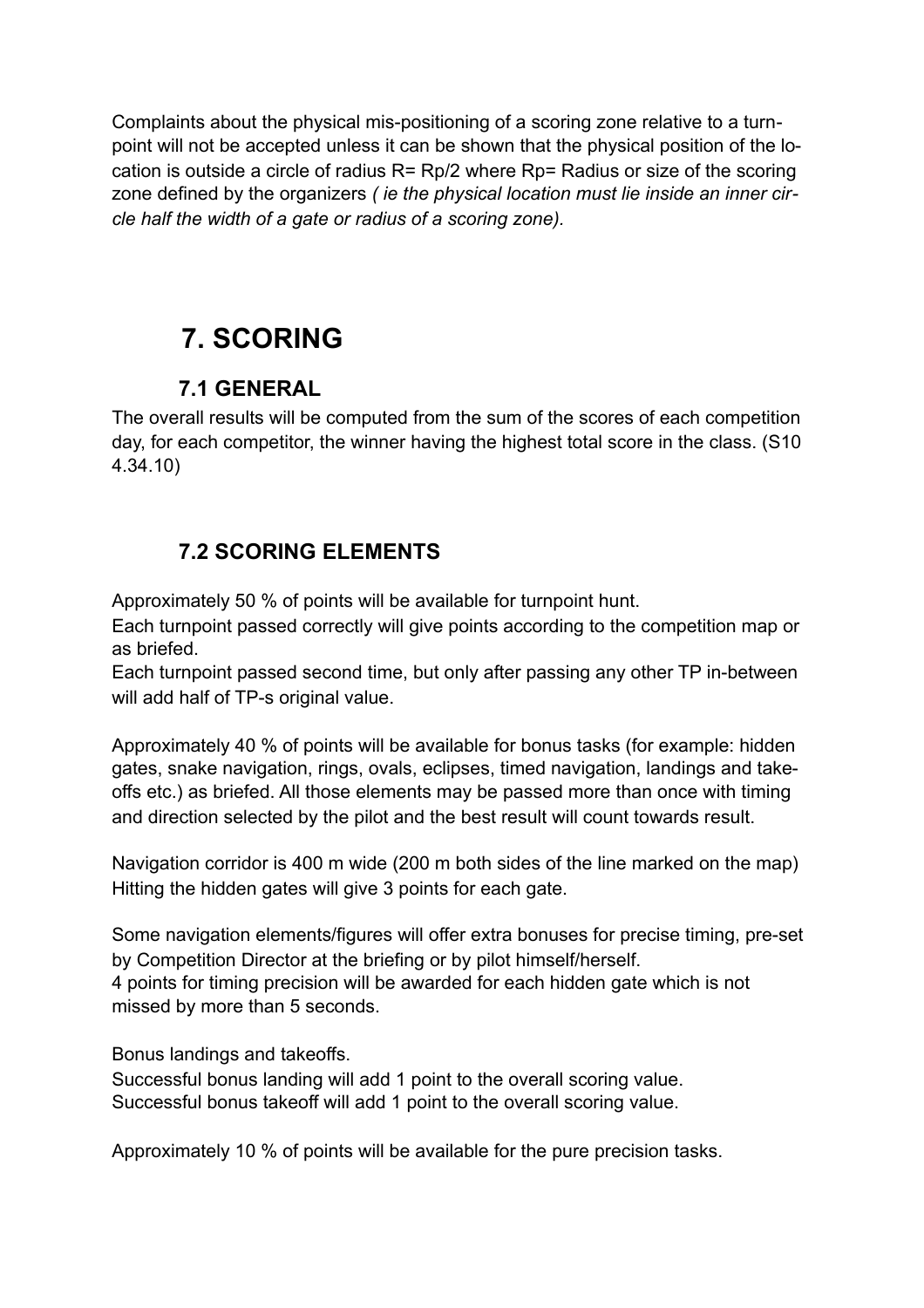Complaints about the physical mis-positioning of a scoring zone relative to a turnpoint will not be accepted unless it can be shown that the physical position of the location is outside a circle of radius $R = Rp/2$ where $Rp$= Radius or size of the scoring zone defined by the organizers *( ie the physical location must lie inside an inner circle half the width of a gate or radius of a scoring zone).*

# 7. SCORING

## 7.1 GENERAL

The overall results will be computed from the sum of the scores of each competition day, for each competitor, the winner having the highest total score in the class. (S10 4.34.10)

## 7.2 SCORING ELEMENTS

Approximately 50 % of points will be available for turnpoint hunt.
Each turnpoint passed correctly will give points according to the competition map or as briefed.
Each turnpoint passed second time, but only after passing any other TP in-between will add half of TP-s original value.

Approximately 40 % of points will be available for bonus tasks (for example: hidden gates, snake navigation, rings, ovals, eclipses, timed navigation, landings and takeoffs etc.) as briefed. All those elements may be passed more than once with timing and direction selected by the pilot and the best result will count towards result.

Navigation corridor is 400 m wide (200 m both sides of the line marked on the map)
Hitting the hidden gates will give 3 points for each gate.

Some navigation elements/figures will offer extra bonuses for precise timing, pre-set by Competition Director at the briefing or by pilot himself/herself.
4 points for timing precision will be awarded for each hidden gate which is not missed by more than 5 seconds.

Bonus landings and takeoffs.
Successful bonus landing will add 1 point to the overall scoring value.
Successful bonus takeoff will add 1 point to the overall scoring value.

Approximately 10 % of points will be available for the pure precision tasks.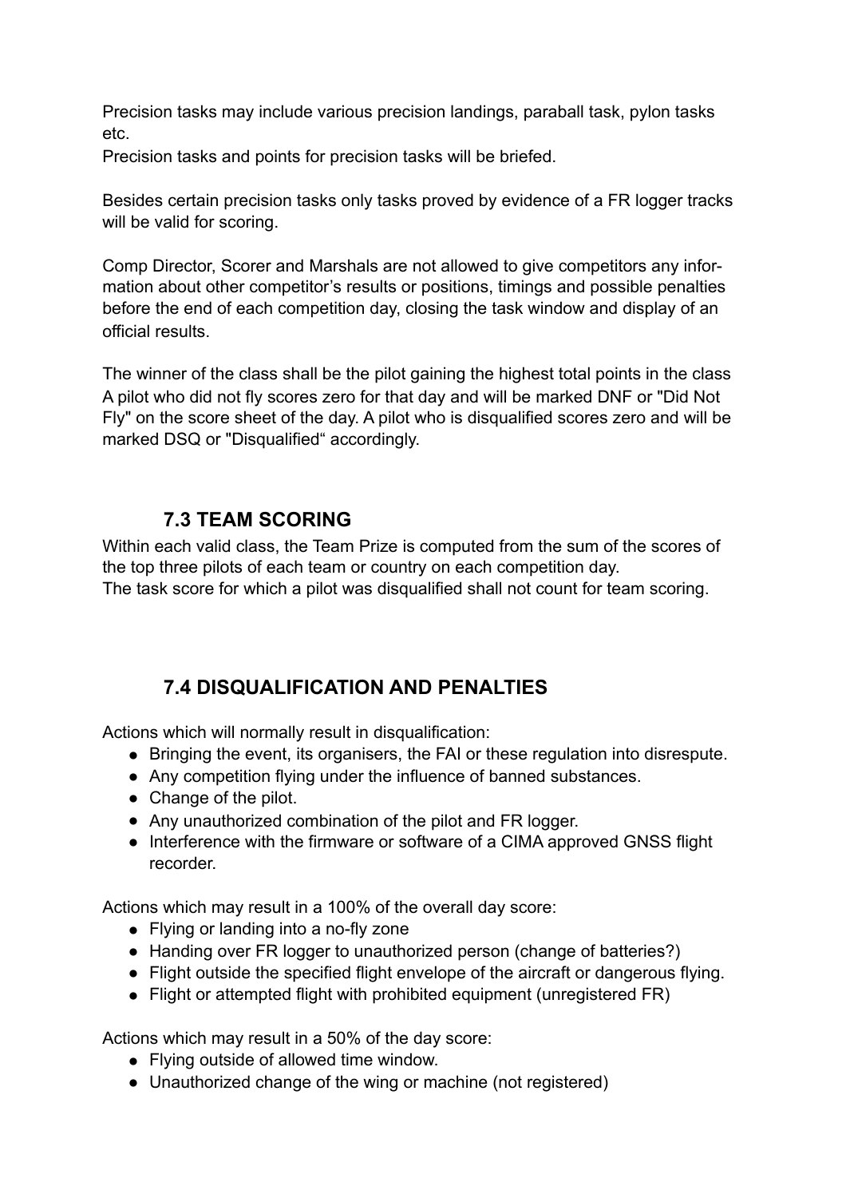Precision tasks may include various precision landings, paraball task, pylon tasks etc.
Precision tasks and points for precision tasks will be briefed.

Besides certain precision tasks only tasks proved by evidence of a FR logger tracks will be valid for scoring.

Comp Director, Scorer and Marshals are not allowed to give competitors any information about other competitor's results or positions, timings and possible penalties before the end of each competition day, closing the task window and display of an official results.

The winner of the class shall be the pilot gaining the highest total points in the class
A pilot who did not fly scores zero for that day and will be marked DNF or "Did Not Fly" on the score sheet of the day. A pilot who is disqualified scores zero and will be marked DSQ or "Disqualified" accordingly.

## 7.3 TEAM SCORING

Within each valid class, the Team Prize is computed from the sum of the scores of the top three pilots of each team or country on each competition day.
The task score for which a pilot was disqualified shall not count for team scoring.

## 7.4 DISQUALIFICATION AND PENALTIES

Actions which will normally result in disqualification:

- Bringing the event, its organisers, the FAI or these regulation into disrespute.
- Any competition flying under the influence of banned substances.
- Change of the pilot.
- Any unauthorized combination of the pilot and FR logger.
- Interference with the firmware or software of a CIMA approved GNSS flight recorder.

Actions which may result in a 100% of the overall day score:

- Flying or landing into a no-fly zone
- Handing over FR logger to unauthorized person (change of batteries?)
- Flight outside the specified flight envelope of the aircraft or dangerous flying.
- Flight or attempted flight with prohibited equipment (unregistered FR)

Actions which may result in a 50% of the day score:

- Flying outside of allowed time window.
- Unauthorized change of the wing or machine (not registered)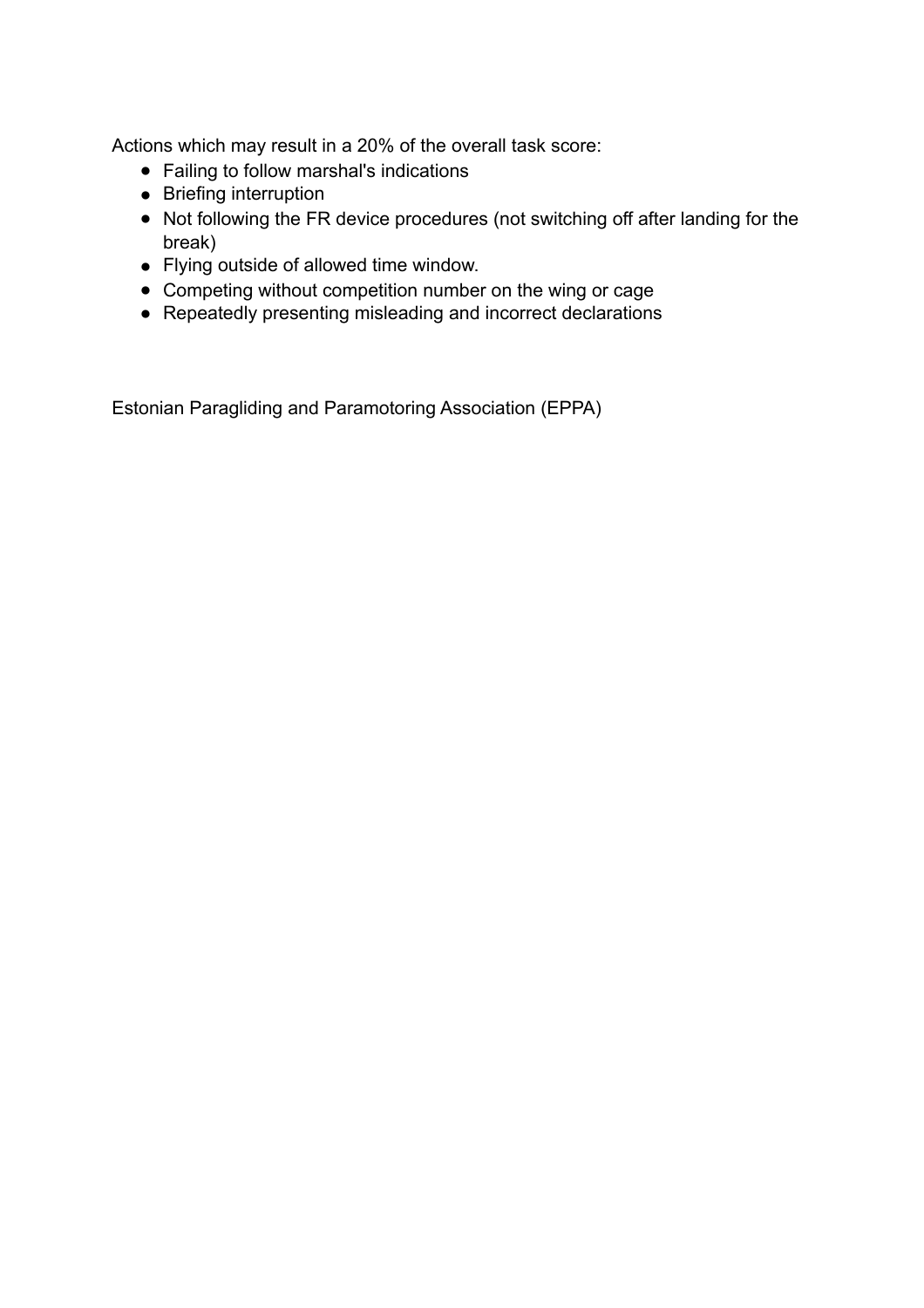Actions which may result in a 20% of the overall task score:

- Failing to follow marshal's indications
- Briefing interruption
- Not following the FR device procedures (not switching off after landing for the break)
- Flying outside of allowed time window.
- Competing without competition number on the wing or cage
- Repeatedly presenting misleading and incorrect declarations

Estonian Paragliding and Paramotoring Association (EPPA)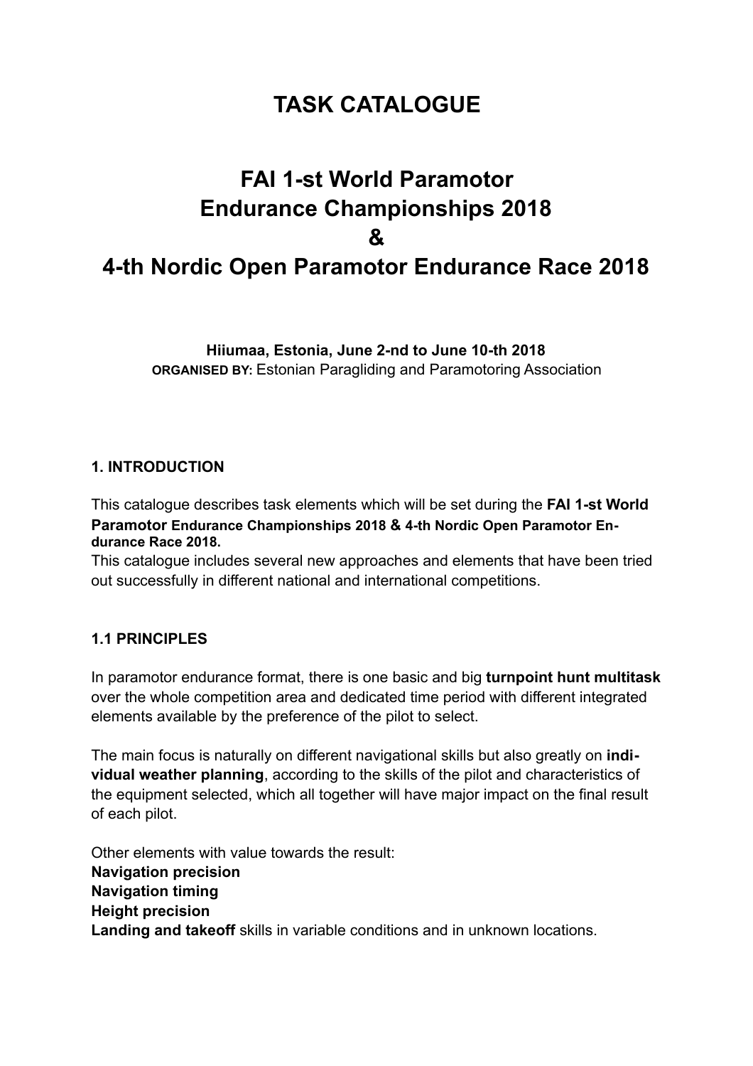# TASK CATALOGUE

# FAI 1-st World Paramotor Endurance Championships 2018 & 4-th Nordic Open Paramotor Endurance Race 2018

**Hiiumaa, Estonia, June 2-nd to June 10-th 2018**
**ORGANISED BY:** Estonian Paragliding and Paramotoring Association

### 1. INTRODUCTION

This catalogue describes task elements which will be set during the **FAI 1-st World Paramotor Endurance Championships 2018 & 4-th Nordic Open Paramotor Endurance Race 2018.**
This catalogue includes several new approaches and elements that have been tried out successfully in different national and international competitions.

### 1.1 PRINCIPLES

In paramotor endurance format, there is one basic and big **turnpoint hunt multitask** over the whole competition area and dedicated time period with different integrated elements available by the preference of the pilot to select.

The main focus is naturally on different navigational skills but also greatly on **individual weather planning**, according to the skills of the pilot and characteristics of the equipment selected, which all together will have major impact on the final result of each pilot.

Other elements with value towards the result:
**Navigation precision**
**Navigation timing**
**Height precision**
**Landing and takeoff** skills in variable conditions and in unknown locations.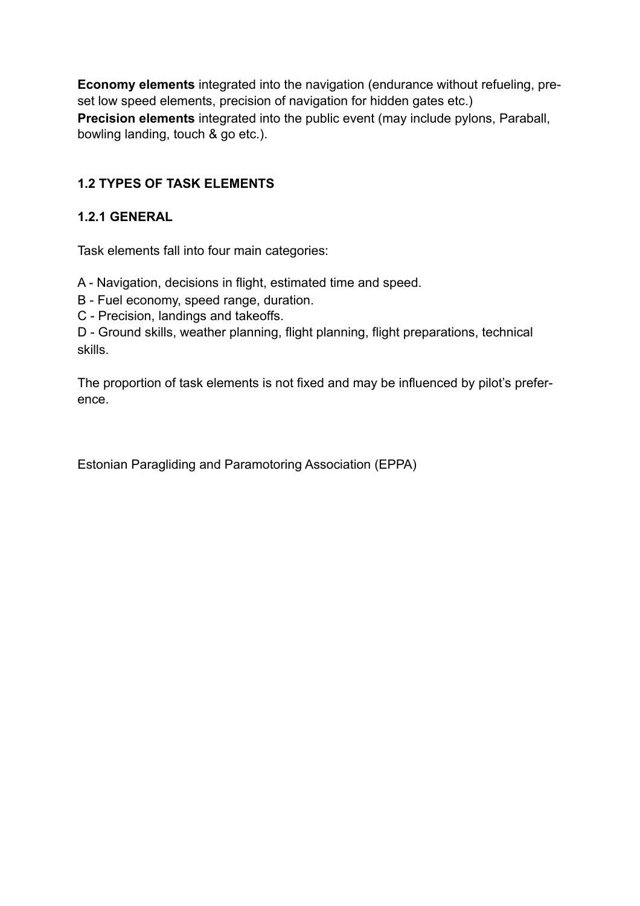**Economy elements** integrated into the navigation (endurance without refueling, pre-set low speed elements, precision of navigation for hidden gates etc.)

**Precision elements** integrated into the public event (may include pylons, Paraball, bowling landing, touch & go etc.).

### 1.2 TYPES OF TASK ELEMENTS

#### 1.2.1 GENERAL

Task elements fall into four main categories:

A - Navigation, decisions in flight, estimated time and speed.
B - Fuel economy, speed range, duration.
C - Precision, landings and takeoffs.
D - Ground skills, weather planning, flight planning, flight preparations, technical skills.

The proportion of task elements is not fixed and may be influenced by pilot's preference.

Estonian Paragliding and Paramotoring Association (EPPA)